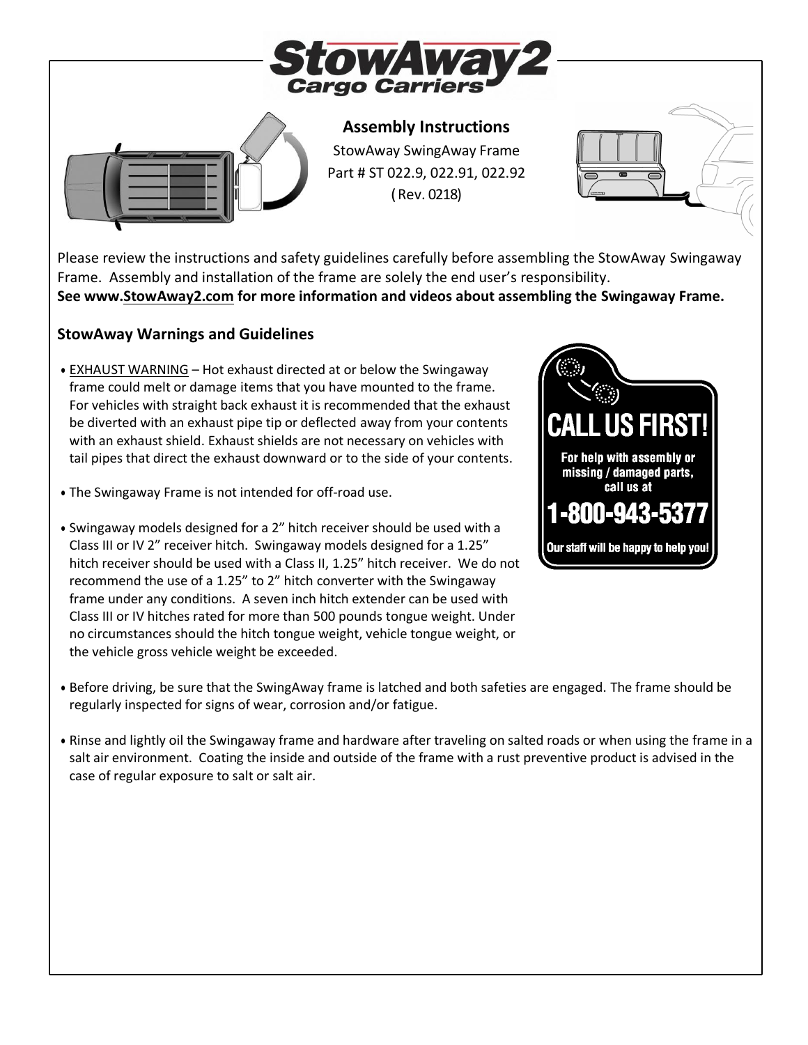# StowAway2 Cargo Carriers

## Assembly Instructions

StowAway SwingAway Frame
Part # ST 022.9, 022.91, 022.92
(Rev. 0218)

Please review the instructions and safety guidelines carefully before assembling the StowAway Swingaway Frame. Assembly and installation of the frame are solely the end user's responsibility.
**See www.StowAway2.com for more information and videos about assembling the Swingaway Frame.**

### StowAway Warnings and Guidelines

- EXHAUST WARNING – Hot exhaust directed at or below the Swingaway frame could melt or damage items that you have mounted to the frame. For vehicles with straight back exhaust it is recommended that the exhaust be diverted with an exhaust pipe tip or deflected away from your contents with an exhaust shield. Exhaust shields are not necessary on vehicles with tail pipes that direct the exhaust downward or to the side of your contents.

- The Swingaway Frame is not intended for off-road use.

- Swingaway models designed for a 2" hitch receiver should be used with a Class III or IV 2" receiver hitch. Swingaway models designed for a 1.25" hitch receiver should be used with a Class II, 1.25" hitch receiver. We do not recommend the use of a 1.25" to 2" hitch converter with the Swingaway frame under any conditions. A seven inch hitch extender can be used with Class III or IV hitches rated for more than 500 pounds tongue weight. Under no circumstances should the hitch tongue weight, vehicle tongue weight, or the vehicle gross vehicle weight be exceeded.

**CALL US FIRST!**
For help with assembly or missing / damaged parts, call us at
**1-800-943-5377**
Our staff will be happy to help you!

- Before driving, be sure that the SwingAway frame is latched and both safeties are engaged. The frame should be regularly inspected for signs of wear, corrosion and/or fatigue.

- Rinse and lightly oil the Swingaway frame and hardware after traveling on salted roads or when using the frame in a salt air environment. Coating the inside and outside of the frame with a rust preventive product is advised in the case of regular exposure to salt or salt air.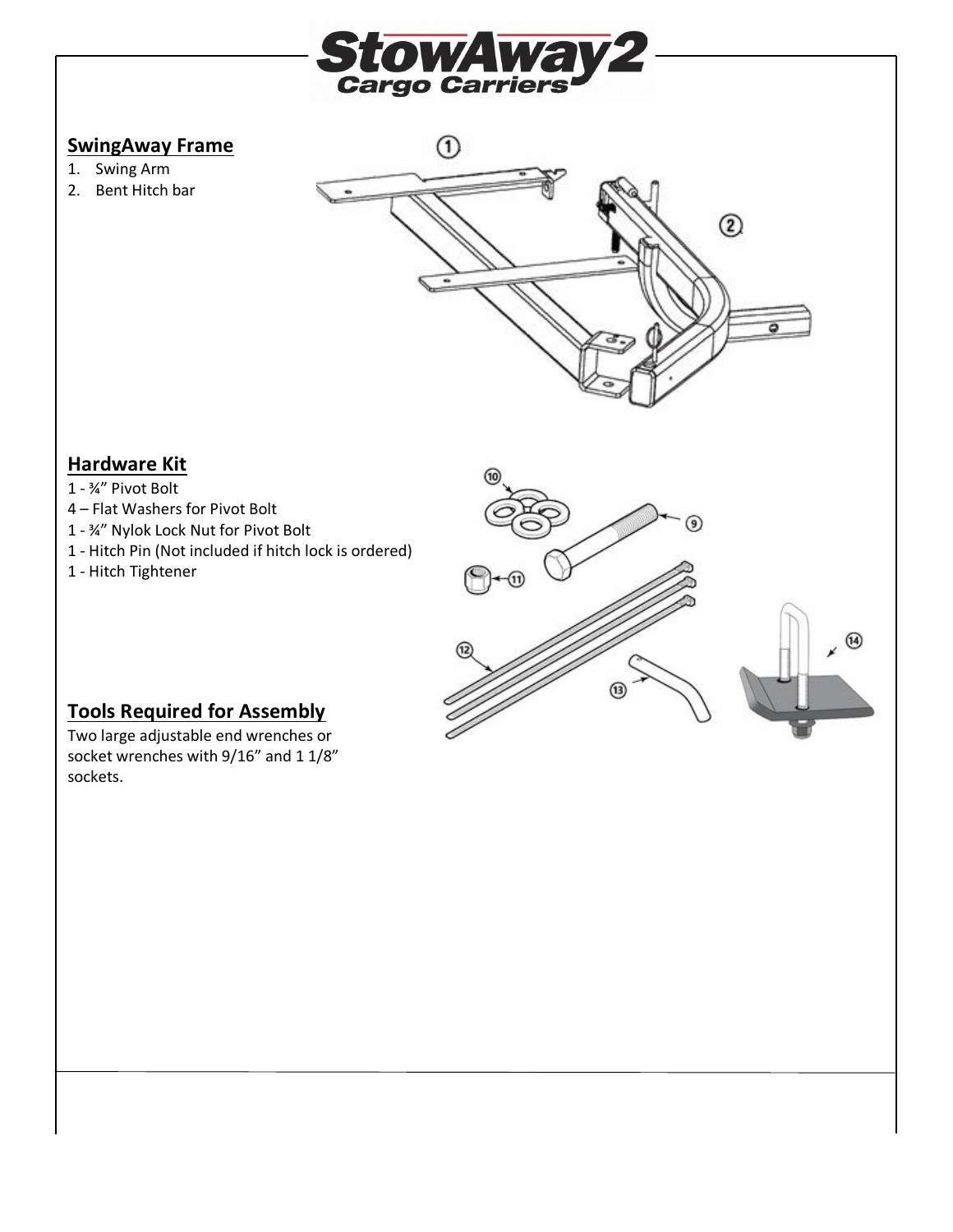## SwingAway Frame

1. Swing Arm
2. Bent Hitch bar

## Hardware Kit

1 - ¾" Pivot Bolt
4 – Flat Washers for Pivot Bolt
1 - ¾" Nylok Lock Nut for Pivot Bolt
1 - Hitch Pin (Not included if hitch lock is ordered)
1 - Hitch Tightener

## Tools Required for Assembly

Two large adjustable end wrenches or socket wrenches with 9/16" and 1 1/8" sockets.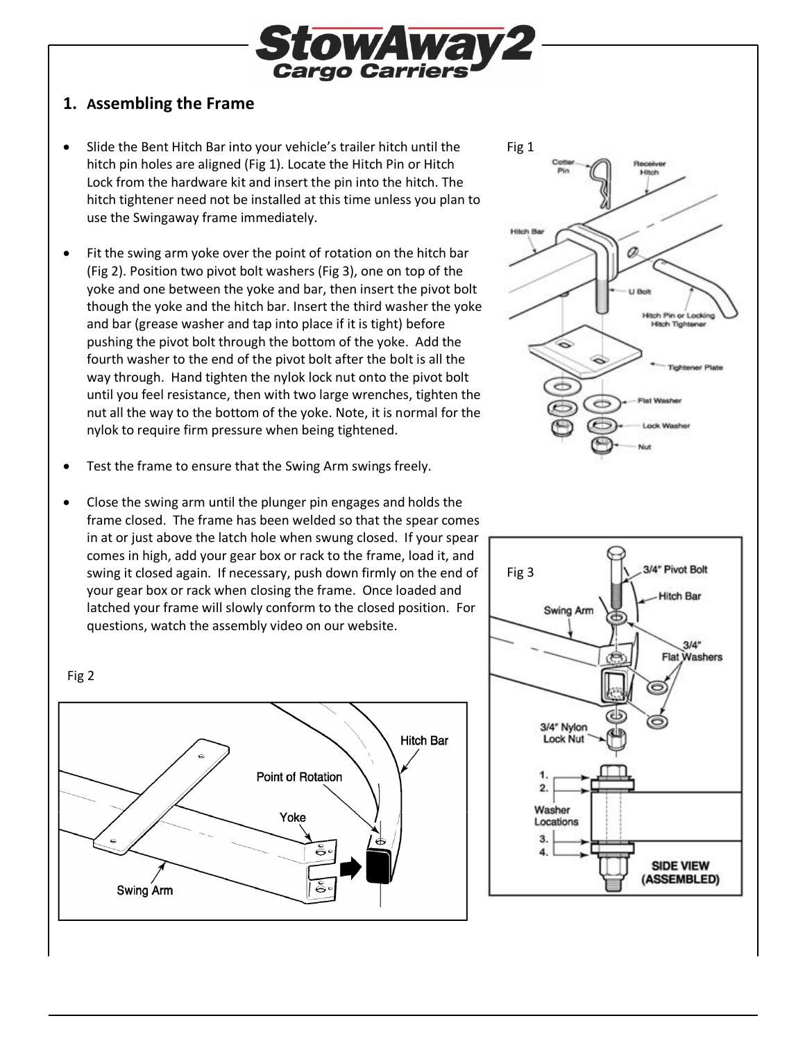## 1. Assembling the Frame

- Slide the Bent Hitch Bar into your vehicle's trailer hitch until the hitch pin holes are aligned (Fig 1). Locate the Hitch Pin or Hitch Lock from the hardware kit and insert the pin into the hitch. The hitch tightener need not be installed at this time unless you plan to use the Swingaway frame immediately.

- Fit the swing arm yoke over the point of rotation on the hitch bar (Fig 2). Position two pivot bolt washers (Fig 3), one on top of the yoke and one between the yoke and bar, then insert the pivot bolt though the yoke and the hitch bar. Insert the third washer the yoke and bar (grease washer and tap into place if it is tight) before pushing the pivot bolt through the bottom of the yoke. Add the fourth washer to the end of the pivot bolt after the bolt is all the way through. Hand tighten the nylok lock nut onto the pivot bolt until you feel resistance, then with two large wrenches, tighten the nut all the way to the bottom of the yoke. Note, it is normal for the nylok to require firm pressure when being tightened.

- Test the frame to ensure that the Swing Arm swings freely.

- Close the swing arm until the plunger pin engages and holds the frame closed. The frame has been welded so that the spear comes in at or just above the latch hole when swung closed. If your spear comes in high, add your gear box or rack to the frame, load it, and swing it closed again. If necessary, push down firmly on the end of your gear box or rack when closing the frame. Once loaded and latched your frame will slowly conform to the closed position. For questions, watch the assembly video on our website.

Fig 1

Fig 2

Fig 3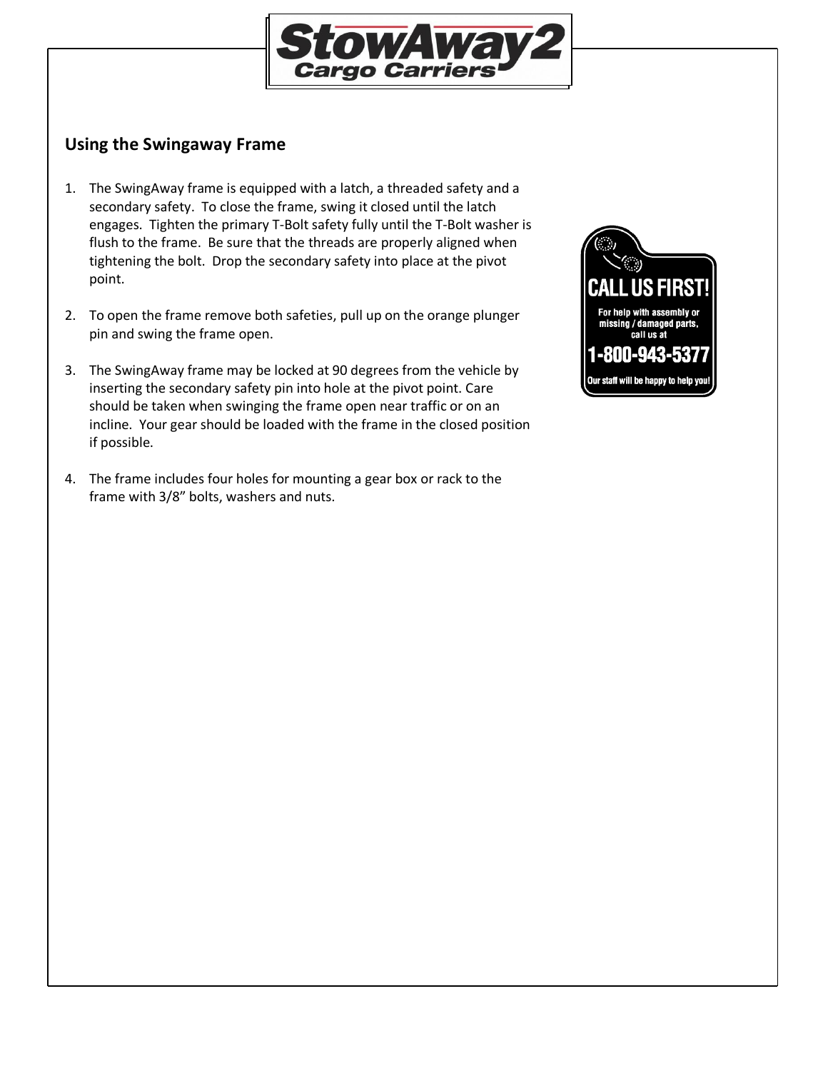## Using the Swingaway Frame

1. The SwingAway frame is equipped with a latch, a threaded safety and a secondary safety. To close the frame, swing it closed until the latch engages. Tighten the primary T-Bolt safety fully until the T-Bolt washer is flush to the frame. Be sure that the threads are properly aligned when tightening the bolt. Drop the secondary safety into place at the pivot point.

2. To open the frame remove both safeties, pull up on the orange plunger pin and swing the frame open.

3. The SwingAway frame may be locked at 90 degrees from the vehicle by inserting the secondary safety pin into hole at the pivot point. Care should be taken when swinging the frame open near traffic or on an incline. Your gear should be loaded with the frame in the closed position if possible.

4. The frame includes four holes for mounting a gear box or rack to the frame with 3/8" bolts, washers and nuts.

**CALL US FIRST!**

For help with assembly or missing / damaged parts, call us at

**1-800-943-5377**

Our staff will be happy to help you!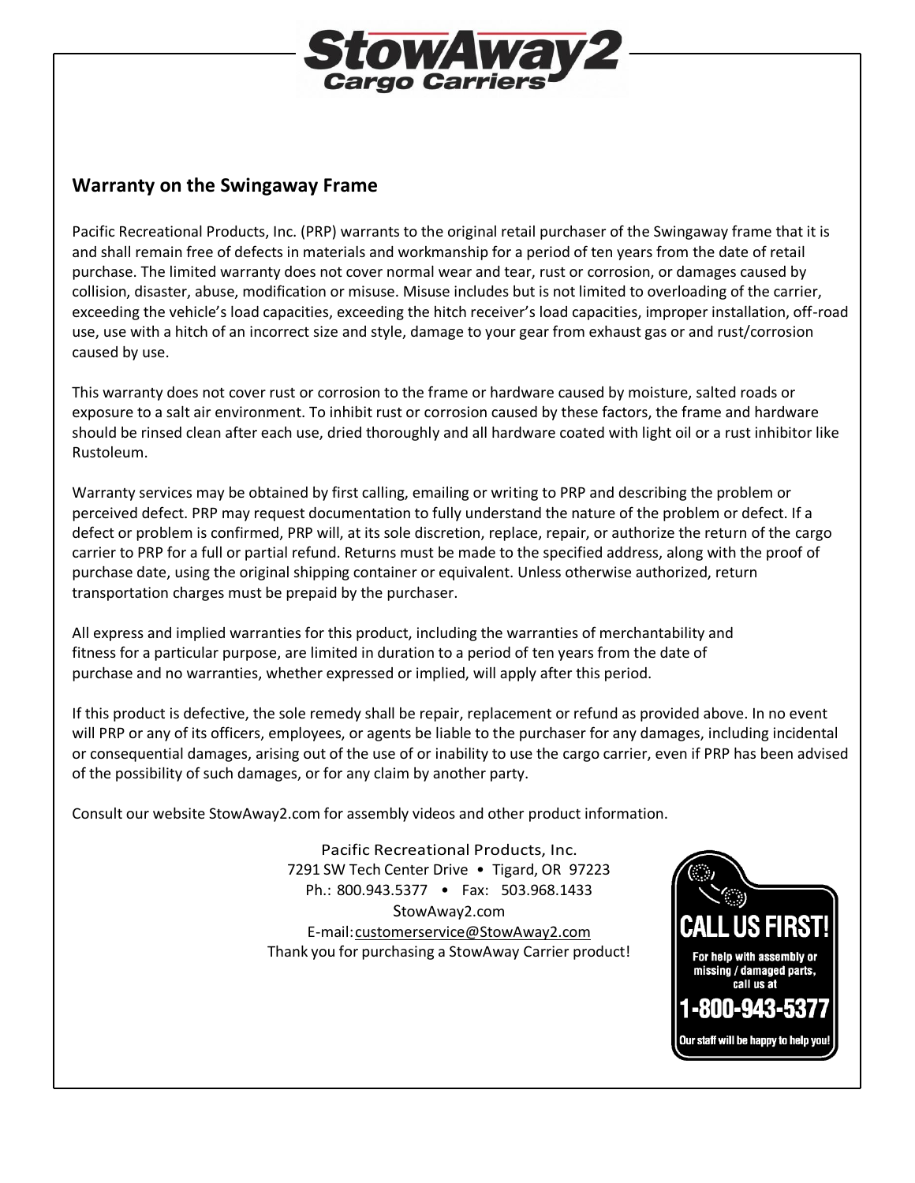StowAway2 Cargo Carriers

## Warranty on the Swingaway Frame

Pacific Recreational Products, Inc. (PRP) warrants to the original retail purchaser of the Swingaway frame that it is and shall remain free of defects in materials and workmanship for a period of ten years from the date of retail purchase. The limited warranty does not cover normal wear and tear, rust or corrosion, or damages caused by collision, disaster, abuse, modification or misuse. Misuse includes but is not limited to overloading of the carrier, exceeding the vehicle's load capacities, exceeding the hitch receiver's load capacities, improper installation, off-road use, use with a hitch of an incorrect size and style, damage to your gear from exhaust gas or and rust/corrosion caused by use.

This warranty does not cover rust or corrosion to the frame or hardware caused by moisture, salted roads or exposure to a salt air environment. To inhibit rust or corrosion caused by these factors, the frame and hardware should be rinsed clean after each use, dried thoroughly and all hardware coated with light oil or a rust inhibitor like Rustoleum.

Warranty services may be obtained by first calling, emailing or writing to PRP and describing the problem or perceived defect. PRP may request documentation to fully understand the nature of the problem or defect. If a defect or problem is confirmed, PRP will, at its sole discretion, replace, repair, or authorize the return of the cargo carrier to PRP for a full or partial refund. Returns must be made to the specified address, along with the proof of purchase date, using the original shipping container or equivalent. Unless otherwise authorized, return transportation charges must be prepaid by the purchaser.

All express and implied warranties for this product, including the warranties of merchantability and fitness for a particular purpose, are limited in duration to a period of ten years from the date of purchase and no warranties, whether expressed or implied, will apply after this period.

If this product is defective, the sole remedy shall be repair, replacement or refund as provided above. In no event will PRP or any of its officers, employees, or agents be liable to the purchaser for any damages, including incidental or consequential damages, arising out of the use of or inability to use the cargo carrier, even if PRP has been advised of the possibility of such damages, or for any claim by another party.

Consult our website StowAway2.com for assembly videos and other product information.

Pacific Recreational Products, Inc.
7291 SW Tech Center Drive • Tigard, OR 97223
Ph.: 800.943.5377 • Fax: 503.968.1433
StowAway2.com
E-mail: customerservice@StowAway2.com
Thank you for purchasing a StowAway Carrier product!

**CALL US FIRST!**
For help with assembly or missing / damaged parts, call us at
**1-800-943-5377**
Our staff will be happy to help you!